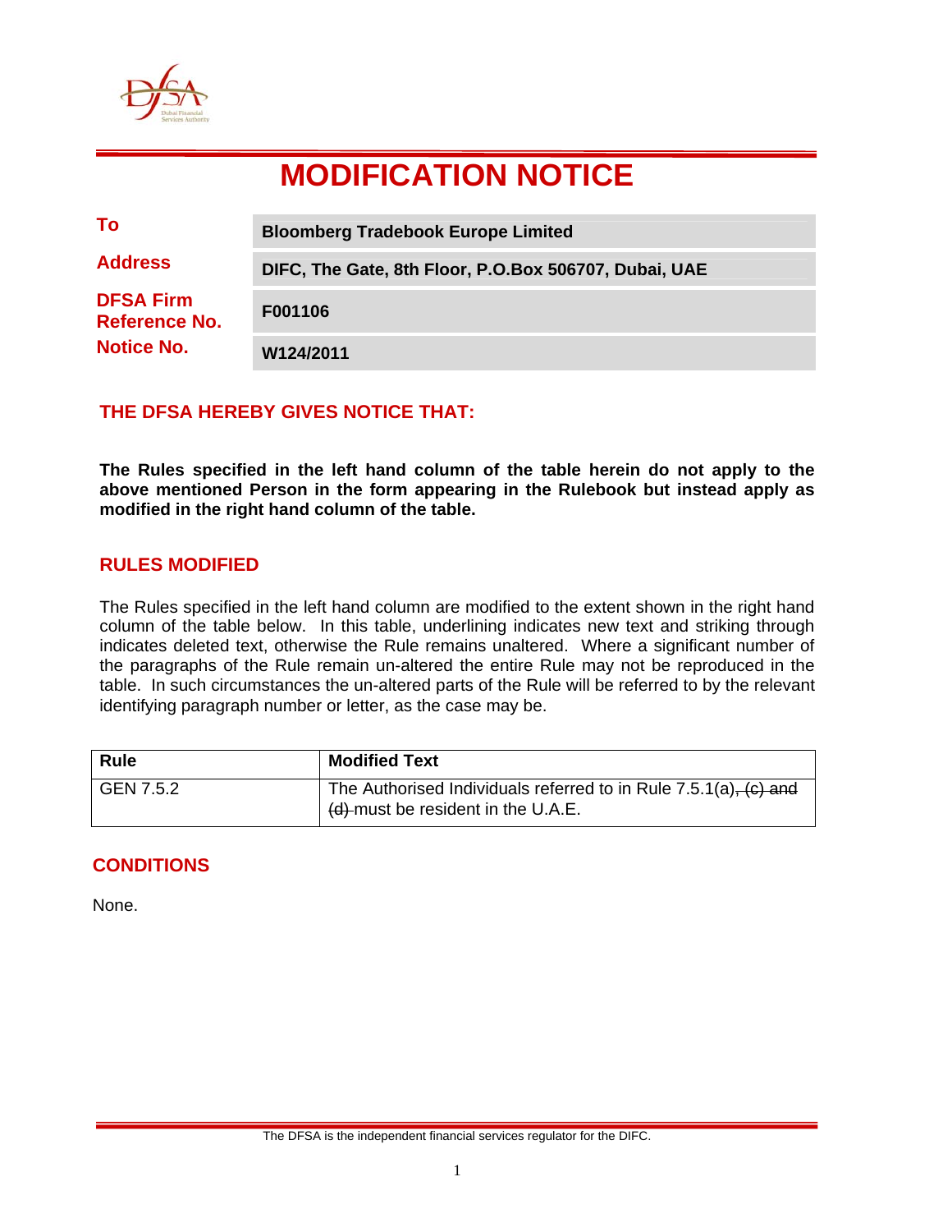# MODIFICATION NOTICE

| | |
|---|---|
| **To** | **Bloomberg Tradebook Europe Limited** |
| **Address** | **DIFC, The Gate, 8th Floor, P.O.Box 506707, Dubai, UAE** |
| **DFSA Firm Reference No.** | **F001106** |
| **Notice No.** | **W124/2011** |

## THE DFSA HEREBY GIVES NOTICE THAT:

**The Rules specified in the left hand column of the table herein do not apply to the above mentioned Person in the form appearing in the Rulebook but instead apply as modified in the right hand column of the table.**

## RULES MODIFIED

The Rules specified in the left hand column are modified to the extent shown in the right hand column of the table below. In this table, underlining indicates new text and striking through indicates deleted text, otherwise the Rule remains unaltered. Where a significant number of the paragraphs of the Rule remain un-altered the entire Rule may not be reproduced in the table. In such circumstances the un-altered parts of the Rule will be referred to by the relevant identifying paragraph number or letter, as the case may be.

| Rule | Modified Text |
|---|---|
| GEN 7.5.2 | The Authorised Individuals referred to in Rule 7.5.1(a)~~, (c) and (d)~~ must be resident in the U.A.E. |

## CONDITIONS

None.

The DFSA is the independent financial services regulator for the DIFC.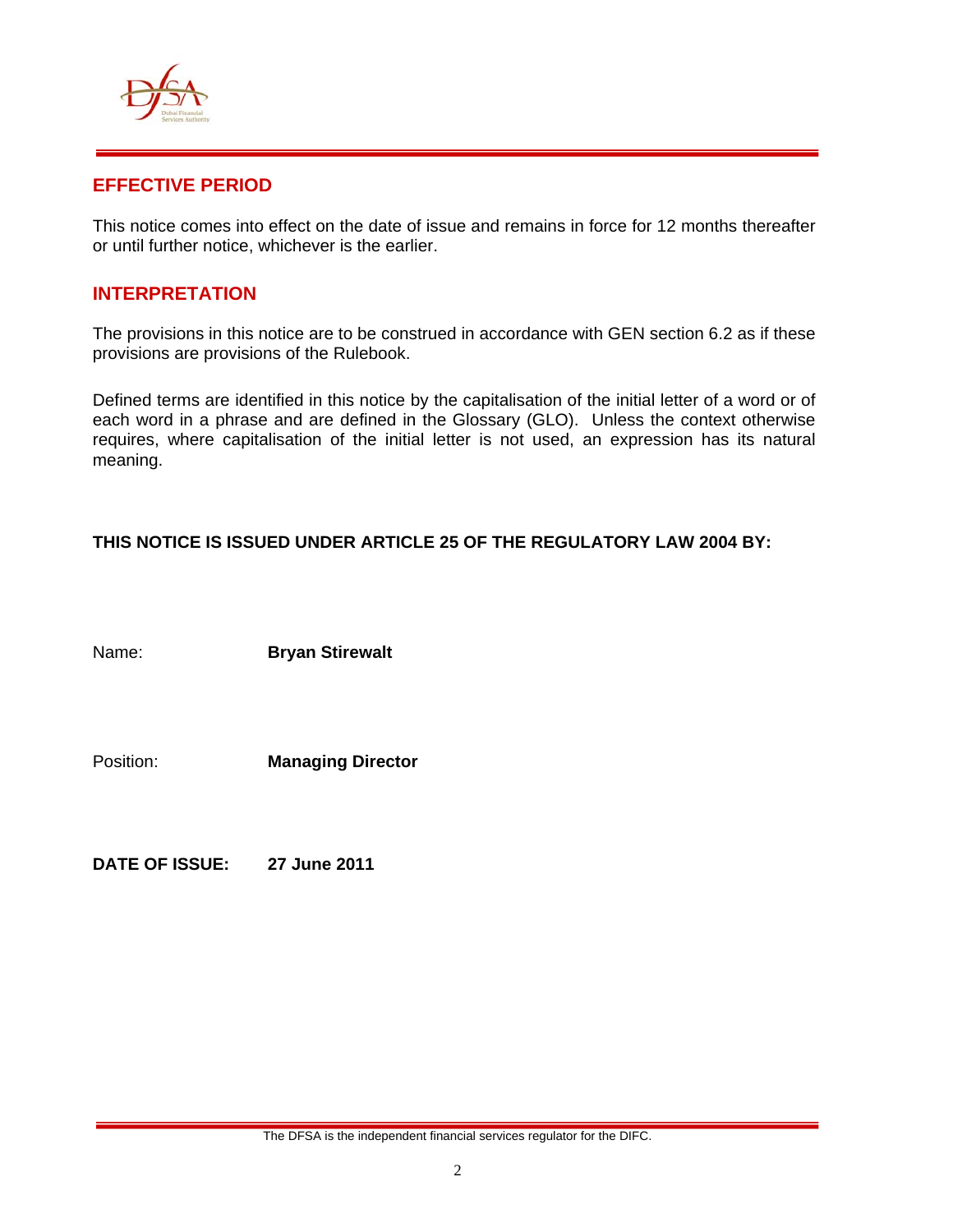## EFFECTIVE PERIOD

This notice comes into effect on the date of issue and remains in force for 12 months thereafter or until further notice, whichever is the earlier.

## INTERPRETATION

The provisions in this notice are to be construed in accordance with GEN section 6.2 as if these provisions are provisions of the Rulebook.

Defined terms are identified in this notice by the capitalisation of the initial letter of a word or of each word in a phrase and are defined in the Glossary (GLO). Unless the context otherwise requires, where capitalisation of the initial letter is not used, an expression has its natural meaning.

**THIS NOTICE IS ISSUED UNDER ARTICLE 25 OF THE REGULATORY LAW 2004 BY:**

Name: **Bryan Stirewalt**

Position: **Managing Director**

**DATE OF ISSUE: 27 June 2011**

The DFSA is the independent financial services regulator for the DIFC.